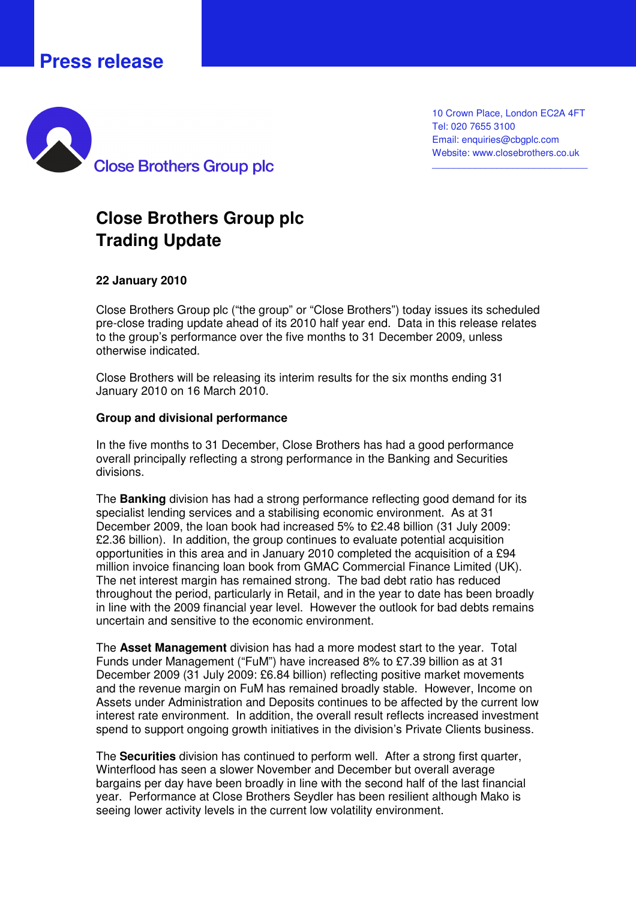Press release

Close Brothers Group plc

10 Crown Place, London EC2A 4FT
Tel: 020 7655 3100
Email: enquiries@cbgplc.com
Website: www.closebrothers.co.uk

# Close Brothers Group plc
# Trading Update

**22 January 2010**

Close Brothers Group plc ("the group" or "Close Brothers") today issues its scheduled pre-close trading update ahead of its 2010 half year end. Data in this release relates to the group's performance over the five months to 31 December 2009, unless otherwise indicated.

Close Brothers will be releasing its interim results for the six months ending 31 January 2010 on 16 March 2010.

**Group and divisional performance**

In the five months to 31 December, Close Brothers has had a good performance overall principally reflecting a strong performance in the Banking and Securities divisions.

The **Banking** division has had a strong performance reflecting good demand for its specialist lending services and a stabilising economic environment. As at 31 December 2009, the loan book had increased 5% to £2.48 billion (31 July 2009: £2.36 billion). In addition, the group continues to evaluate potential acquisition opportunities in this area and in January 2010 completed the acquisition of a £94 million invoice financing loan book from GMAC Commercial Finance Limited (UK). The net interest margin has remained strong. The bad debt ratio has reduced throughout the period, particularly in Retail, and in the year to date has been broadly in line with the 2009 financial year level. However the outlook for bad debts remains uncertain and sensitive to the economic environment.

The **Asset Management** division has had a more modest start to the year. Total Funds under Management ("FuM") have increased 8% to £7.39 billion as at 31 December 2009 (31 July 2009: £6.84 billion) reflecting positive market movements and the revenue margin on FuM has remained broadly stable. However, Income on Assets under Administration and Deposits continues to be affected by the current low interest rate environment. In addition, the overall result reflects increased investment spend to support ongoing growth initiatives in the division's Private Clients business.

The **Securities** division has continued to perform well. After a strong first quarter, Winterflood has seen a slower November and December but overall average bargains per day have been broadly in line with the second half of the last financial year. Performance at Close Brothers Seydler has been resilient although Mako is seeing lower activity levels in the current low volatility environment.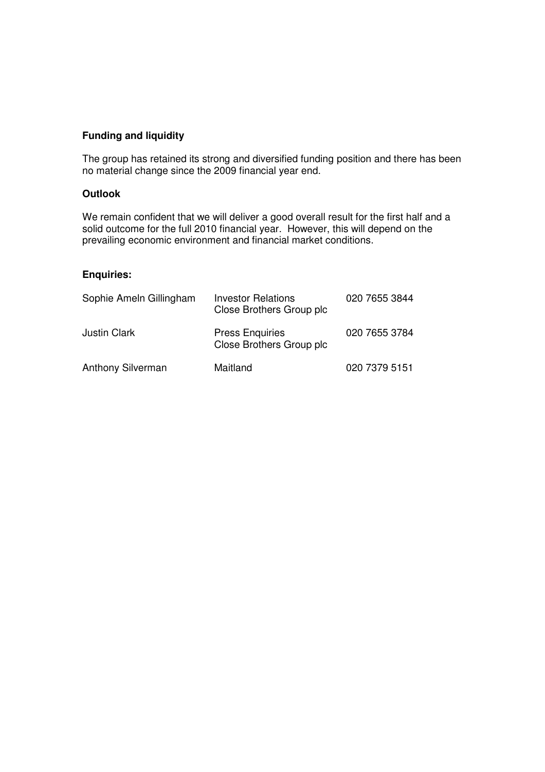**Funding and liquidity**

The group has retained its strong and diversified funding position and there has been no material change since the 2009 financial year end.

**Outlook**

We remain confident that we will deliver a good overall result for the first half and a solid outcome for the full 2010 financial year. However, this will depend on the prevailing economic environment and financial market conditions.

**Enquiries:**

| | | |
|---|---|---|
| Sophie Ameln Gillingham | Investor Relations<br>Close Brothers Group plc | 020 7655 3844 |
| Justin Clark | Press Enquiries<br>Close Brothers Group plc | 020 7655 3784 |
| Anthony Silverman | Maitland | 020 7379 5151 |